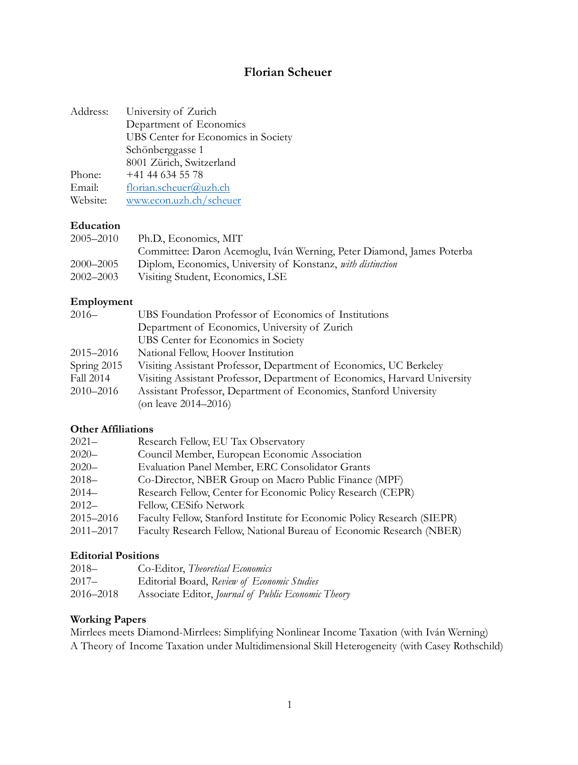# Florian Scheuer

| | |
|---|---|
| Address: | University of Zurich |
| | Department of Economics |
| | UBS Center for Economics in Society |
| | Schönberggasse 1 |
| | 8001 Zürich, Switzerland |
| Phone: | +41 44 634 55 78 |
| Email: | [florian.scheuer@uzh.ch](mailto:florian.scheuer@uzh.ch) |
| Website: | [www.econ.uzh.ch/scheuer](http://www.econ.uzh.ch/scheuer) |

## Education

| | |
|---|---|
| 2005–2010 | Ph.D., Economics, MIT |
| | Committee: Daron Acemoglu, Iván Werning, Peter Diamond, James Poterba |
| 2000–2005 | Diplom, Economics, University of Konstanz, *with distinction* |
| 2002–2003 | Visiting Student, Economics, LSE |

## Employment

| | |
|---|---|
| 2016– | UBS Foundation Professor of Economics of Institutions |
| | Department of Economics, University of Zurich |
| | UBS Center for Economics in Society |
| 2015–2016 | National Fellow, Hoover Institution |
| Spring 2015 | Visiting Assistant Professor, Department of Economics, UC Berkeley |
| Fall 2014 | Visiting Assistant Professor, Department of Economics, Harvard University |
| 2010–2016 | Assistant Professor, Department of Economics, Stanford University |
| | (on leave 2014–2016) |

## Other Affiliations

| | |
|---|---|
| 2021– | Research Fellow, EU Tax Observatory |
| 2020– | Council Member, European Economic Association |
| 2020– | Evaluation Panel Member, ERC Consolidator Grants |
| 2018– | Co-Director, NBER Group on Macro Public Finance (MPF) |
| 2014– | Research Fellow, Center for Economic Policy Research (CEPR) |
| 2012– | Fellow, CESifo Network |
| 2015–2016 | Faculty Fellow, Stanford Institute for Economic Policy Research (SIEPR) |
| 2011–2017 | Faculty Research Fellow, National Bureau of Economic Research (NBER) |

## Editorial Positions

| | |
|---|---|
| 2018– | Co-Editor, *Theoretical Economics* |
| 2017– | Editorial Board, *Review of Economic Studies* |
| 2016–2018 | Associate Editor, *Journal of Public Economic Theory* |

## Working Papers

Mirrlees meets Diamond-Mirrlees: Simplifying Nonlinear Income Taxation (with Iván Werning)

A Theory of Income Taxation under Multidimensional Skill Heterogeneity (with Casey Rothschild)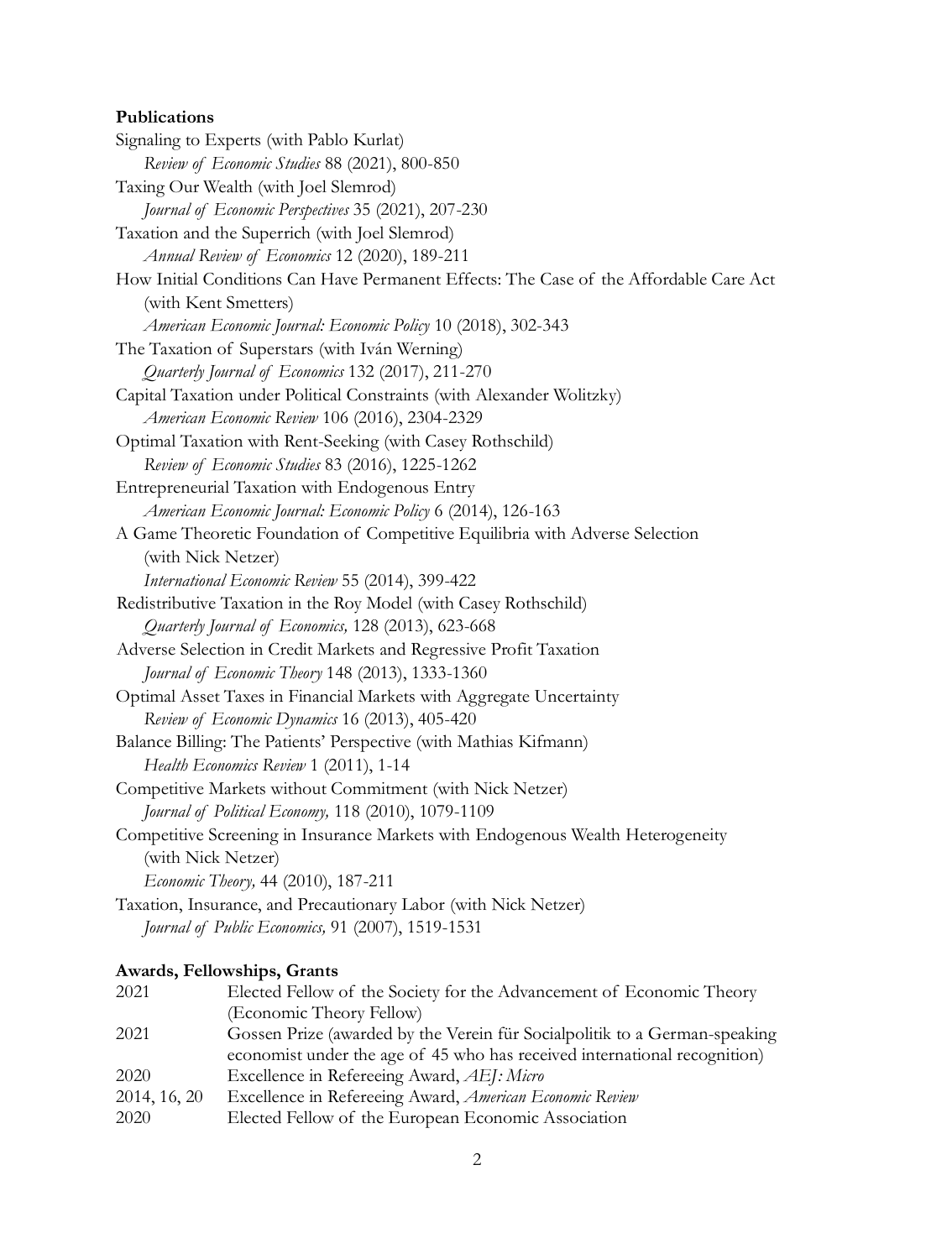**Publications**

Signaling to Experts (with Pablo Kurlat)
*Review of Economic Studies* 88 (2021), 800-850

Taxing Our Wealth (with Joel Slemrod)
*Journal of Economic Perspectives* 35 (2021), 207-230

Taxation and the Superrich (with Joel Slemrod)
*Annual Review of Economics* 12 (2020), 189-211

How Initial Conditions Can Have Permanent Effects: The Case of the Affordable Care Act (with Kent Smetters)
*American Economic Journal: Economic Policy* 10 (2018), 302-343

The Taxation of Superstars (with Iván Werning)
*Quarterly Journal of Economics* 132 (2017), 211-270

Capital Taxation under Political Constraints (with Alexander Wolitzky)
*American Economic Review* 106 (2016), 2304-2329

Optimal Taxation with Rent-Seeking (with Casey Rothschild)
*Review of Economic Studies* 83 (2016), 1225-1262

Entrepreneurial Taxation with Endogenous Entry
*American Economic Journal: Economic Policy* 6 (2014), 126-163

A Game Theoretic Foundation of Competitive Equilibria with Adverse Selection (with Nick Netzer)
*International Economic Review* 55 (2014), 399-422

Redistributive Taxation in the Roy Model (with Casey Rothschild)
*Quarterly Journal of Economics,* 128 (2013), 623-668

Adverse Selection in Credit Markets and Regressive Profit Taxation
*Journal of Economic Theory* 148 (2013), 1333-1360

Optimal Asset Taxes in Financial Markets with Aggregate Uncertainty
*Review of Economic Dynamics* 16 (2013), 405-420

Balance Billing: The Patients' Perspective (with Mathias Kifmann)
*Health Economics Review* 1 (2011), 1-14

Competitive Markets without Commitment (with Nick Netzer)
*Journal of Political Economy,* 118 (2010), 1079-1109

Competitive Screening in Insurance Markets with Endogenous Wealth Heterogeneity (with Nick Netzer)
*Economic Theory,* 44 (2010), 187-211

Taxation, Insurance, and Precautionary Labor (with Nick Netzer)
*Journal of Public Economics,* 91 (2007), 1519-1531

**Awards, Fellowships, Grants**

| | |
|---|---|
| 2021 | Elected Fellow of the Society for the Advancement of Economic Theory (Economic Theory Fellow) |
| 2021 | Gossen Prize (awarded by the Verein für Socialpolitik to a German-speaking economist under the age of 45 who has received international recognition) |
| 2020 | Excellence in Refereeing Award, *AEJ: Micro* |
| 2014, 16, 20 | Excellence in Refereeing Award, *American Economic Review* |
| 2020 | Elected Fellow of the European Economic Association |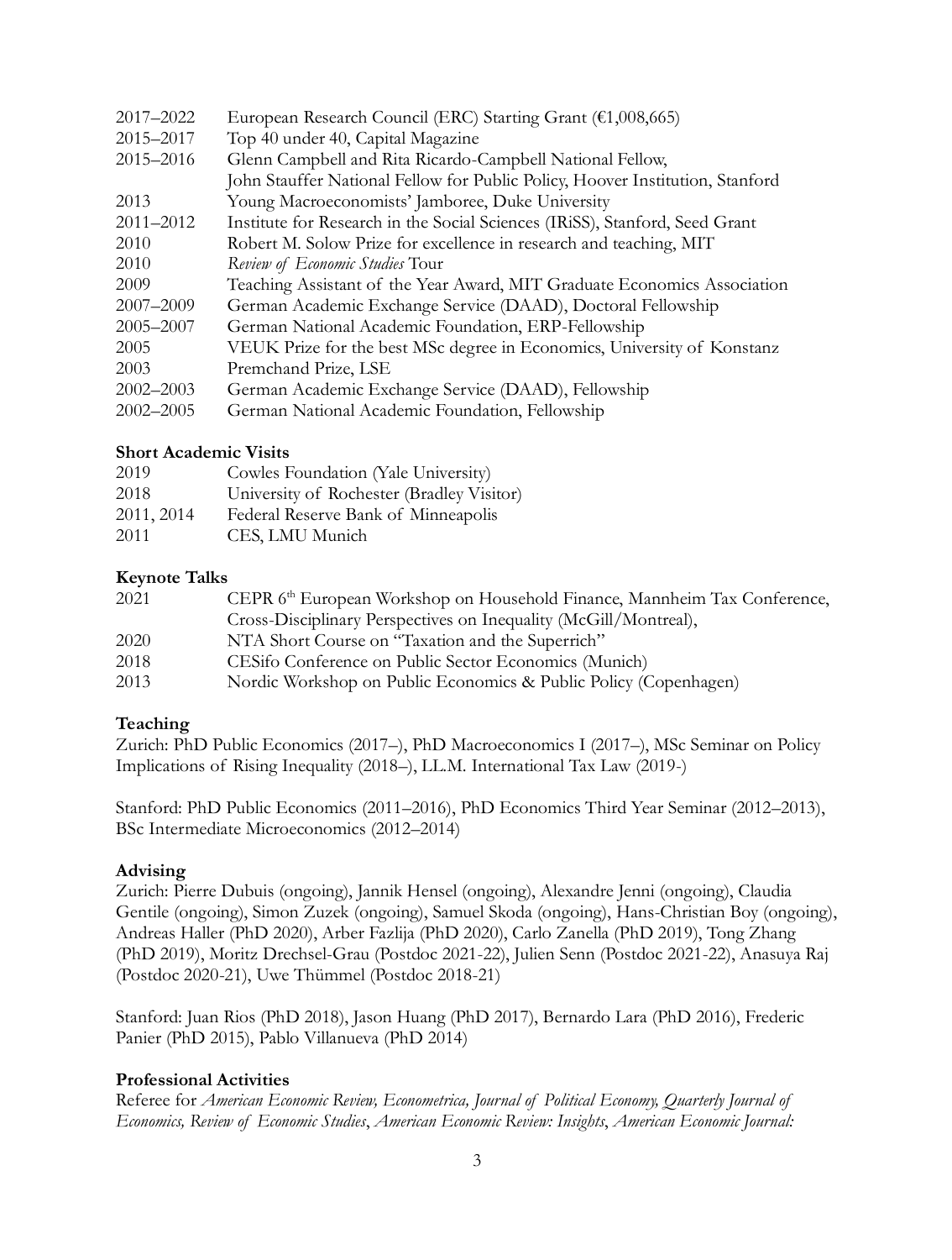| | |
|---|---|
| 2017–2022 | European Research Council (ERC) Starting Grant (€1,008,665) |
| 2015–2017 | Top 40 under 40, Capital Magazine |
| 2015–2016 | Glenn Campbell and Rita Ricardo-Campbell National Fellow, John Stauffer National Fellow for Public Policy, Hoover Institution, Stanford |
| 2013 | Young Macroeconomists' Jamboree, Duke University |
| 2011–2012 | Institute for Research in the Social Sciences (IRiSS), Stanford, Seed Grant |
| 2010 | Robert M. Solow Prize for excellence in research and teaching, MIT |
| 2010 | *Review of Economic Studies* Tour |
| 2009 | Teaching Assistant of the Year Award, MIT Graduate Economics Association |
| 2007–2009 | German Academic Exchange Service (DAAD), Doctoral Fellowship |
| 2005–2007 | German National Academic Foundation, ERP-Fellowship |
| 2005 | VEUK Prize for the best MSc degree in Economics, University of Konstanz |
| 2003 | Premchand Prize, LSE |
| 2002–2003 | German Academic Exchange Service (DAAD), Fellowship |
| 2002–2005 | German National Academic Foundation, Fellowship |

**Short Academic Visits**

| | |
|---|---|
| 2019 | Cowles Foundation (Yale University) |
| 2018 | University of Rochester (Bradley Visitor) |
| 2011, 2014 | Federal Reserve Bank of Minneapolis |
| 2011 | CES, LMU Munich |

**Keynote Talks**

| | |
|---|---|
| 2021 | CEPR 6th European Workshop on Household Finance, Mannheim Tax Conference, Cross-Disciplinary Perspectives on Inequality (McGill/Montreal), |
| 2020 | NTA Short Course on "Taxation and the Superrich" |
| 2018 | CESifo Conference on Public Sector Economics (Munich) |
| 2013 | Nordic Workshop on Public Economics & Public Policy (Copenhagen) |

**Teaching**

Zurich: PhD Public Economics (2017–), PhD Macroeconomics I (2017–), MSc Seminar on Policy Implications of Rising Inequality (2018–), LL.M. International Tax Law (2019-)

Stanford: PhD Public Economics (2011–2016), PhD Economics Third Year Seminar (2012–2013), BSc Intermediate Microeconomics (2012–2014)

**Advising**

Zurich: Pierre Dubuis (ongoing), Jannik Hensel (ongoing), Alexandre Jenni (ongoing), Claudia Gentile (ongoing), Simon Zuzek (ongoing), Samuel Skoda (ongoing), Hans-Christian Boy (ongoing), Andreas Haller (PhD 2020), Arber Fazlija (PhD 2020), Carlo Zanella (PhD 2019), Tong Zhang (PhD 2019), Moritz Drechsel-Grau (Postdoc 2021-22), Julien Senn (Postdoc 2021-22), Anasuya Raj (Postdoc 2020-21), Uwe Thümmel (Postdoc 2018-21)

Stanford: Juan Rios (PhD 2018), Jason Huang (PhD 2017), Bernardo Lara (PhD 2016), Frederic Panier (PhD 2015), Pablo Villanueva (PhD 2014)

**Professional Activities**

Referee for *American Economic Review, Econometrica, Journal of Political Economy, Quarterly Journal of Economics, Review of Economic Studies*, *American Economic Review: Insights*, *American Economic Journal:*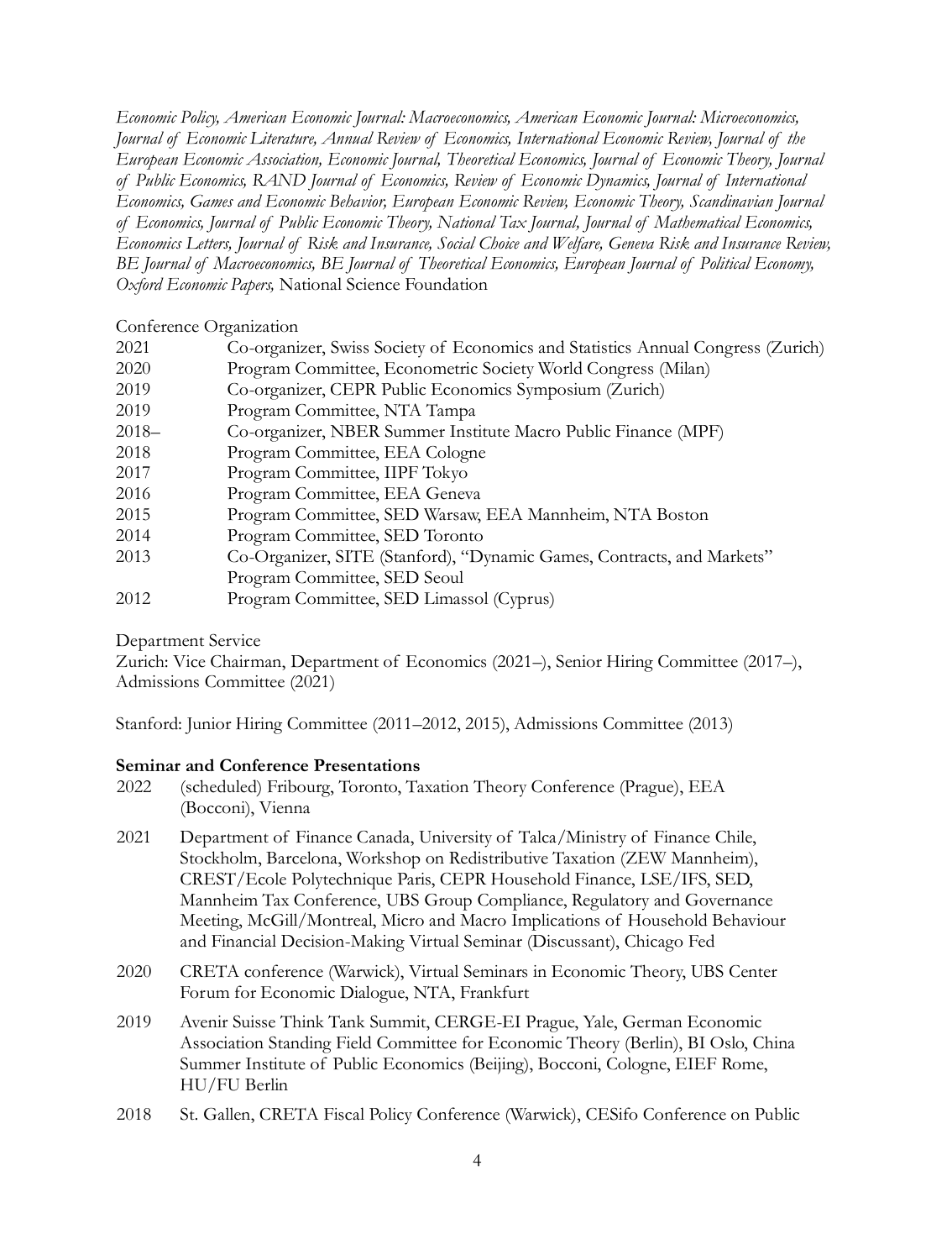*Economic Policy, American Economic Journal: Macroeconomics, American Economic Journal: Microeconomics, Journal of Economic Literature, Annual Review of Economics, International Economic Review, Journal of the European Economic Association, Economic Journal, Theoretical Economics, Journal of Economic Theory, Journal of Public Economics, RAND Journal of Economics, Review of Economic Dynamics, Journal of International Economics, Games and Economic Behavior, European Economic Review, Economic Theory, Scandinavian Journal of Economics, Journal of Public Economic Theory, National Tax Journal, Journal of Mathematical Economics, Economics Letters, Journal of Risk and Insurance, Social Choice and Welfare, Geneva Risk and Insurance Review, BE Journal of Macroeconomics, BE Journal of Theoretical Economics, European Journal of Political Economy, Oxford Economic Papers,* National Science Foundation

Conference Organization

| | |
|---|---|
| 2021 | Co-organizer, Swiss Society of Economics and Statistics Annual Congress (Zurich) |
| 2020 | Program Committee, Econometric Society World Congress (Milan) |
| 2019 | Co-organizer, CEPR Public Economics Symposium (Zurich) |
| 2019 | Program Committee, NTA Tampa |
| 2018– | Co-organizer, NBER Summer Institute Macro Public Finance (MPF) |
| 2018 | Program Committee, EEA Cologne |
| 2017 | Program Committee, IIPF Tokyo |
| 2016 | Program Committee, EEA Geneva |
| 2015 | Program Committee, SED Warsaw, EEA Mannheim, NTA Boston |
| 2014 | Program Committee, SED Toronto |
| 2013 | Co-Organizer, SITE (Stanford), "Dynamic Games, Contracts, and Markets" Program Committee, SED Seoul |
| 2012 | Program Committee, SED Limassol (Cyprus) |

Department Service

Zurich: Vice Chairman, Department of Economics (2021–), Senior Hiring Committee (2017–), Admissions Committee (2021)

Stanford: Junior Hiring Committee (2011–2012, 2015), Admissions Committee (2013)

**Seminar and Conference Presentations**

| | |
|---|---|
| 2022 | (scheduled) Fribourg, Toronto, Taxation Theory Conference (Prague), EEA (Bocconi), Vienna |
| 2021 | Department of Finance Canada, University of Talca/Ministry of Finance Chile, Stockholm, Barcelona, Workshop on Redistributive Taxation (ZEW Mannheim), CREST/Ecole Polytechnique Paris, CEPR Household Finance, LSE/IFS, SED, Mannheim Tax Conference, UBS Group Compliance, Regulatory and Governance Meeting, McGill/Montreal, Micro and Macro Implications of Household Behaviour and Financial Decision-Making Virtual Seminar (Discussant), Chicago Fed |
| 2020 | CRETA conference (Warwick), Virtual Seminars in Economic Theory, UBS Center Forum for Economic Dialogue, NTA, Frankfurt |
| 2019 | Avenir Suisse Think Tank Summit, CERGE-EI Prague, Yale, German Economic Association Standing Field Committee for Economic Theory (Berlin), BI Oslo, China Summer Institute of Public Economics (Beijing), Bocconi, Cologne, EIEF Rome, HU/FU Berlin |
| 2018 | St. Gallen, CRETA Fiscal Policy Conference (Warwick), CESifo Conference on Public |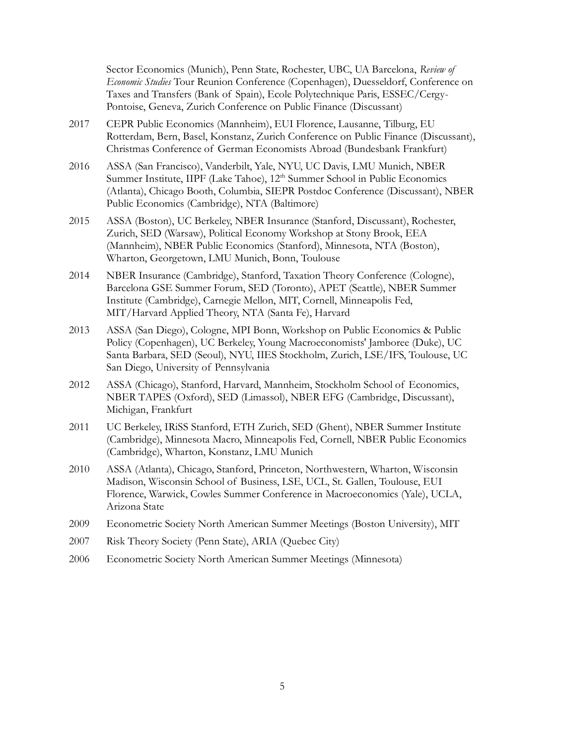Sector Economics (Munich), Penn State, Rochester, UBC, UA Barcelona, *Review of Economic Studies* Tour Reunion Conference (Copenhagen), Duesseldorf, Conference on Taxes and Transfers (Bank of Spain), Ecole Polytechnique Paris, ESSEC/Cergy-Pontoise, Geneva, Zurich Conference on Public Finance (Discussant)

2017 CEPR Public Economics (Mannheim), EUI Florence, Lausanne, Tilburg, EU Rotterdam, Bern, Basel, Konstanz, Zurich Conference on Public Finance (Discussant), Christmas Conference of German Economists Abroad (Bundesbank Frankfurt)

2016 ASSA (San Francisco), Vanderbilt, Yale, NYU, UC Davis, LMU Munich, NBER Summer Institute, IIPF (Lake Tahoe), 12th Summer School in Public Economics (Atlanta), Chicago Booth, Columbia, SIEPR Postdoc Conference (Discussant), NBER Public Economics (Cambridge), NTA (Baltimore)

2015 ASSA (Boston), UC Berkeley, NBER Insurance (Stanford, Discussant), Rochester, Zurich, SED (Warsaw), Political Economy Workshop at Stony Brook, EEA (Mannheim), NBER Public Economics (Stanford), Minnesota, NTA (Boston), Wharton, Georgetown, LMU Munich, Bonn, Toulouse

2014 NBER Insurance (Cambridge), Stanford, Taxation Theory Conference (Cologne), Barcelona GSE Summer Forum, SED (Toronto), APET (Seattle), NBER Summer Institute (Cambridge), Carnegie Mellon, MIT, Cornell, Minneapolis Fed, MIT/Harvard Applied Theory, NTA (Santa Fe), Harvard

2013 ASSA (San Diego), Cologne, MPI Bonn, Workshop on Public Economics & Public Policy (Copenhagen), UC Berkeley, Young Macroeconomists' Jamboree (Duke), UC Santa Barbara, SED (Seoul), NYU, IIES Stockholm, Zurich, LSE/IFS, Toulouse, UC San Diego, University of Pennsylvania

2012 ASSA (Chicago), Stanford, Harvard, Mannheim, Stockholm School of Economics, NBER TAPES (Oxford), SED (Limassol), NBER EFG (Cambridge, Discussant), Michigan, Frankfurt

2011 UC Berkeley, IRiSS Stanford, ETH Zurich, SED (Ghent), NBER Summer Institute (Cambridge), Minnesota Macro, Minneapolis Fed, Cornell, NBER Public Economics (Cambridge), Wharton, Konstanz, LMU Munich

2010 ASSA (Atlanta), Chicago, Stanford, Princeton, Northwestern, Wharton, Wisconsin Madison, Wisconsin School of Business, LSE, UCL, St. Gallen, Toulouse, EUI Florence, Warwick, Cowles Summer Conference in Macroeconomics (Yale), UCLA, Arizona State

2009 Econometric Society North American Summer Meetings (Boston University), MIT

2007 Risk Theory Society (Penn State), ARIA (Quebec City)

2006 Econometric Society North American Summer Meetings (Minnesota)